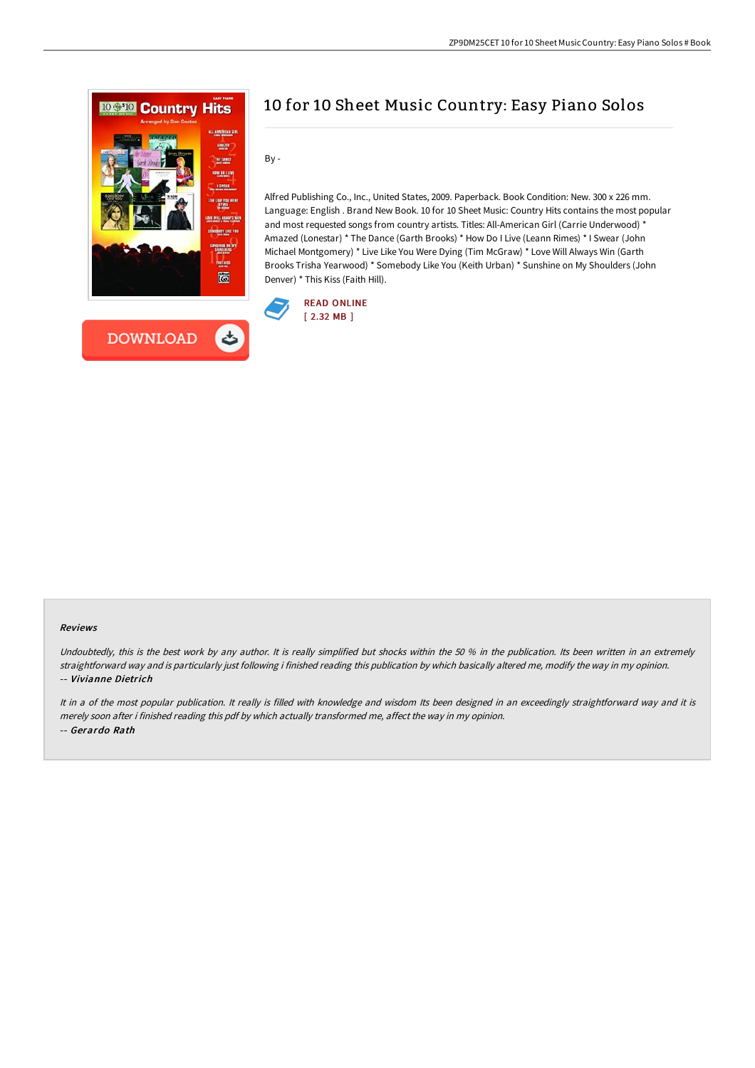# 10 for 10 Sheet Music Country: Easy Piano Solos

By -

Alfred Publishing Co., Inc., United States, 2009. Paperback. Book Condition: New. 300 x 226 mm. Language: English . Brand New Book. 10 for 10 Sheet Music: Country Hits contains the most popular and most requested songs from country artists. Titles: All-American Girl (Carrie Underwood) * Amazed (Lonestar) * The Dance (Garth Brooks) * How Do I Live (Leann Rimes) * I Swear (John Michael Montgomery) * Live Like You Were Dying (Tim McGraw) * Love Will Always Win (Garth Brooks Trisha Yearwood) * Somebody Like You (Keith Urban) * Sunshine on My Shoulders (John Denver) * This Kiss (Faith Hill).

READ ONLINE
[ 2.32 MB ]

DOWNLOAD

## Reviews

*Undoubtedly, this is the best work by any author. It is really simplified but shocks within the 50 % in the publication. Its been written in an extremely straightforward way and is particularly just following i finished reading this publication by which basically altered me, modify the way in my opinion.*
-- ***Vivianne Dietrich***

*It in a of the most popular publication. It really is filled with knowledge and wisdom Its been designed in an exceedingly straightforward way and it is merely soon after i finished reading this pdf by which actually transformed me, affect the way in my opinion.*
-- ***Gerardo Rath***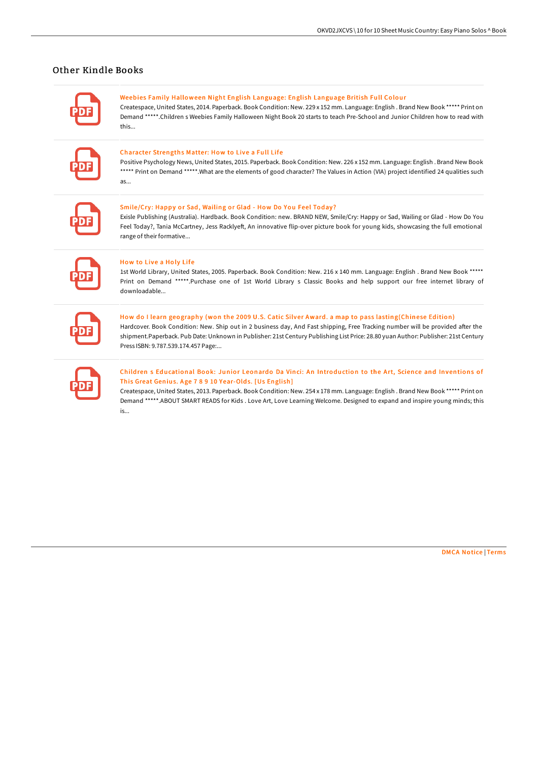## Other Kindle Books

### Weebies Family Halloween Night English Language: English Language British Full Colour

Createspace, United States, 2014. Paperback. Book Condition: New. 229 x 152 mm. Language: English . Brand New Book ***** Print on Demand *****.Children s Weebies Family Halloween Night Book 20 starts to teach Pre-School and Junior Children how to read with this...

### Character Strengths Matter: How to Live a Full Life

Positive Psychology News, United States, 2015. Paperback. Book Condition: New. 226 x 152 mm. Language: English . Brand New Book ***** Print on Demand *****.What are the elements of good character? The Values in Action (VIA) project identified 24 qualities such as...

### Smile/Cry: Happy or Sad, Wailing or Glad - How Do You Feel Today?

Exisle Publishing (Australia). Hardback. Book Condition: new. BRAND NEW, Smile/Cry: Happy or Sad, Wailing or Glad - How Do You Feel Today?, Tania McCartney, Jess Racklyeft, An innovative flip-over picture book for young kids, showcasing the full emotional range of their formative...

### How to Live a Holy Life

1st World Library, United States, 2005. Paperback. Book Condition: New. 216 x 140 mm. Language: English . Brand New Book ***** Print on Demand *****.Purchase one of 1st World Library s Classic Books and help support our free internet library of downloadable...

### How do I learn geography (won the 2009 U.S. Catic Silver Award. a map to pass lasting(Chinese Edition)

Hardcover. Book Condition: New. Ship out in 2 business day, And Fast shipping, Free Tracking number will be provided after the shipment.Paperback. Pub Date: Unknown in Publisher: 21st Century Publishing List Price: 28.80 yuan Author: Publisher: 21st Century Press ISBN: 9.787.539.174.457 Page:...

### Children s Educational Book: Junior Leonardo Da Vinci: An Introduction to the Art, Science and Inventions of This Great Genius. Age 7 8 9 10 Year-Olds. [Us English]

Createspace, United States, 2013. Paperback. Book Condition: New. 254 x 178 mm. Language: English . Brand New Book ***** Print on Demand *****.ABOUT SMART READS for Kids . Love Art, Love Learning Welcome. Designed to expand and inspire young minds; this is...

DMCA Notice | Terms